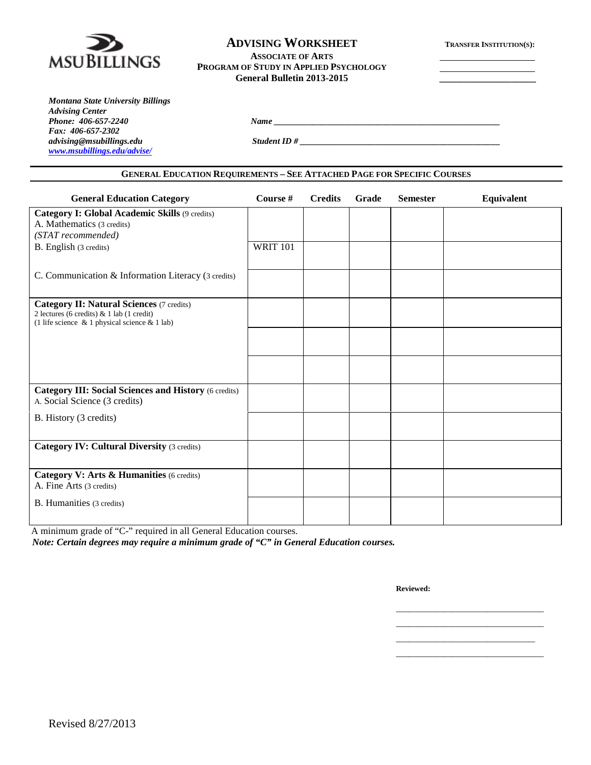MSU BILLINGS

# ADVISING WORKSHEET

**ASSOCIATE OF ARTS**
**PROGRAM OF STUDY IN APPLIED PSYCHOLOGY**
**General Bulletin 2013-2015**

**TRANSFER INSTITUTION(S):**

\_\_\_\_\_\_\_\_\_\_\_\_\_\_\_\_\_\_\_\_
\_\_\_\_\_\_\_\_\_\_\_\_\_\_\_\_\_\_\_\_
\_\_\_\_\_\_\_\_\_\_\_\_\_\_\_\_\_\_\_\_

***Montana State University Billings***
***Advising Center***
***Phone: 406-657-2240***
***Fax: 406-657-2302***
***advising@msubillings.edu***
***www.msubillings.edu/advise/***

***Name*** \_\_\_\_\_\_\_\_\_\_\_\_\_\_\_\_\_\_\_\_\_\_\_\_\_\_\_\_\_\_\_\_\_\_\_\_\_\_\_\_\_\_\_\_

***Student ID #*** \_\_\_\_\_\_\_\_\_\_\_\_\_\_\_\_\_\_\_\_\_\_\_\_\_\_\_\_\_\_\_\_\_\_\_\_\_\_\_\_

## GENERAL EDUCATION REQUIREMENTS – SEE ATTACHED PAGE FOR SPECIFIC COURSES

| General Education Category | Course # | Credits | Grade | Semester | Equivalent |
|---|---|---|---|---|---|
| **Category I: Global Academic Skills** (9 credits)<br>A. Mathematics (3 credits)<br>*(STAT recommended)* | | | | | |
| B. English (3 credits) | WRIT 101 | | | | |
| C. Communication & Information Literacy (3 credits) | | | | | |
| **Category II: Natural Sciences** (7 credits)<br>2 lectures (6 credits) & 1 lab (1 credit)<br>(1 life science & 1 physical science & 1 lab) | | | | | |
| | | | | | |
| | | | | | |
| **Category III: Social Sciences and History** (6 credits)<br>A. Social Science (3 credits) | | | | | |
| B. History (3 credits) | | | | | |
| **Category IV: Cultural Diversity** (3 credits) | | | | | |
| **Category V: Arts & Humanities** (6 credits)<br>A. Fine Arts (3 credits) | | | | | |
| B. Humanities (3 credits) | | | | | |

A minimum grade of "C-" required in all General Education courses.

***Note: Certain degrees may require a minimum grade of "C" in General Education courses.***

**Reviewed:**

\_\_\_\_\_\_\_\_\_\_\_\_\_\_\_\_\_\_\_\_\_\_\_\_\_\_\_\_\_\_
\_\_\_\_\_\_\_\_\_\_\_\_\_\_\_\_\_\_\_\_\_\_\_\_\_\_\_\_\_\_
\_\_\_\_\_\_\_\_\_\_\_\_\_\_\_\_\_\_\_\_\_\_\_\_\_\_\_\_\_\_
\_\_\_\_\_\_\_\_\_\_\_\_\_\_\_\_\_\_\_\_\_\_\_\_\_\_\_\_\_\_

Revised 8/27/2013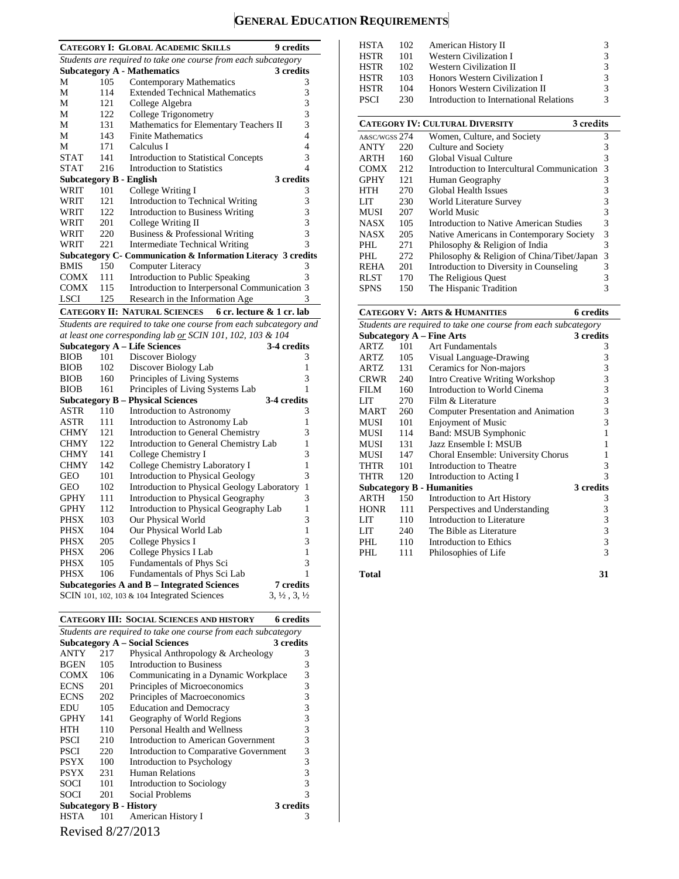# General Education Requirements

## Category I: Global Academic Skills — 9 credits

*Students are required to take one course from each subcategory*

| Subcategory A - Mathematics | | | 3 credits |
|---|---|---|---|
| M | 105 | Contemporary Mathematics | 3 |
| M | 114 | Extended Technical Mathematics | 3 |
| M | 121 | College Algebra | 3 |
| M | 122 | College Trigonometry | 3 |
| M | 131 | Mathematics for Elementary Teachers II | 3 |
| M | 143 | Finite Mathematics | 4 |
| M | 171 | Calculus I | 4 |
| STAT | 141 | Introduction to Statistical Concepts | 3 |
| STAT | 216 | Introduction to Statistics | 4 |
| **Subcategory B - English** | | | **3 credits** |
| WRIT | 101 | College Writing I | 3 |
| WRIT | 121 | Introduction to Technical Writing | 3 |
| WRIT | 122 | Introduction to Business Writing | 3 |
| WRIT | 201 | College Writing II | 3 |
| WRIT | 220 | Business & Professional Writing | 3 |
| WRIT | 221 | Intermediate Technical Writing | 3 |
| **Subcategory C- Communication & Information Literacy** | | | **3 credits** |
| BMIS | 150 | Computer Literacy | 3 |
| COMX | 111 | Introduction to Public Speaking | 3 |
| COMX | 115 | Introduction to Interpersonal Communication | 3 |
| LSCI | 125 | Research in the Information Age | 3 |

## Category II: Natural Sciences — 6 cr. lecture & 1 cr. lab

*Students are required to take one course from each subcategory and at least one corresponding lab or SCIN 101, 102, 103 & 104*

| Subcategory A – Life Sciences | | | 3-4 credits |
|---|---|---|---|
| BIOB | 101 | Discover Biology | 3 |
| BIOB | 102 | Discover Biology Lab | 1 |
| BIOB | 160 | Principles of Living Systems | 3 |
| BIOB | 161 | Principles of Living Systems Lab | 1 |
| **Subcategory B – Physical Sciences** | | | **3-4 credits** |
| ASTR | 110 | Introduction to Astronomy | 3 |
| ASTR | 111 | Introduction to Astronomy Lab | 1 |
| CHMY | 121 | Introduction to General Chemistry | 3 |
| CHMY | 122 | Introduction to General Chemistry Lab | 1 |
| CHMY | 141 | College Chemistry I | 3 |
| CHMY | 142 | College Chemistry Laboratory I | 1 |
| GEO | 101 | Introduction to Physical Geology | 3 |
| GEO | 102 | Introduction to Physical Geology Laboratory | 1 |
| GPHY | 111 | Introduction to Physical Geography | 3 |
| GPHY | 112 | Introduction to Physical Geography Lab | 1 |
| PHSX | 103 | Our Physical World | 3 |
| PHSX | 104 | Our Physical World Lab | 1 |
| PHSX | 205 | College Physics I | 3 |
| PHSX | 206 | College Physics I Lab | 1 |
| PHSX | 105 | Fundamentals of Phys Sci | 3 |
| PHSX | 106 | Fundamentals of Phys Sci Lab | 1 |
| **Subcategories A and B – Integrated Sciences** | | | **7 credits** |
| SCIN | 101, 102, 103 & 104 | Integrated Sciences | 3, ½ , 3, ½ |

## Category III: Social Sciences and History — 6 credits

*Students are required to take one course from each subcategory*

| Subcategory A – Social Sciences | | | 3 credits |
|---|---|---|---|
| ANTY | 217 | Physical Anthropology & Archeology | 3 |
| BGEN | 105 | Introduction to Business | 3 |
| COMX | 106 | Communicating in a Dynamic Workplace | 3 |
| ECNS | 201 | Principles of Microeconomics | 3 |
| ECNS | 202 | Principles of Macroeconomics | 3 |
| EDU | 105 | Education and Democracy | 3 |
| GPHY | 141 | Geography of World Regions | 3 |
| HTH | 110 | Personal Health and Wellness | 3 |
| PSCI | 210 | Introduction to American Government | 3 |
| PSCI | 220 | Introduction to Comparative Government | 3 |
| PSYX | 100 | Introduction to Psychology | 3 |
| PSYX | 231 | Human Relations | 3 |
| SOCI | 101 | Introduction to Sociology | 3 |
| SOCI | 201 | Social Problems | 3 |
| **Subcategory B - History** | | | **3 credits** |
| HSTA | 101 | American History I | 3 |
| HSTA | 102 | American History II | 3 |
| HSTR | 101 | Western Civilization I | 3 |
| HSTR | 102 | Western Civilization II | 3 |
| HSTR | 103 | Honors Western Civilization I | 3 |
| HSTR | 104 | Honors Western Civilization II | 3 |
| PSCI | 230 | Introduction to International Relations | 3 |

## Category IV: Cultural Diversity — 3 credits

| | | | |
|---|---|---|---|
| A&SC/WGSS | 274 | Women, Culture, and Society | 3 |
| ANTY | 220 | Culture and Society | 3 |
| ARTH | 160 | Global Visual Culture | 3 |
| COMX | 212 | Introduction to Intercultural Communication | 3 |
| GPHY | 121 | Human Geography | 3 |
| HTH | 270 | Global Health Issues | 3 |
| LIT | 230 | World Literature Survey | 3 |
| MUSI | 207 | World Music | 3 |
| NASX | 105 | Introduction to Native American Studies | 3 |
| NASX | 205 | Native Americans in Contemporary Society | 3 |
| PHL | 271 | Philosophy & Religion of India | 3 |
| PHL | 272 | Philosophy & Religion of China/Tibet/Japan | 3 |
| REHA | 201 | Introduction to Diversity in Counseling | 3 |
| RLST | 170 | The Religious Quest | 3 |
| SPNS | 150 | The Hispanic Tradition | 3 |

## Category V: Arts & Humanities — 6 credits

*Students are required to take one course from each subcategory*

| Subcategory A – Fine Arts | | | 3 credits |
|---|---|---|---|
| ARTZ | 101 | Art Fundamentals | 3 |
| ARTZ | 105 | Visual Language-Drawing | 3 |
| ARTZ | 131 | Ceramics for Non-majors | 3 |
| CRWR | 240 | Intro Creative Writing Workshop | 3 |
| FILM | 160 | Introduction to World Cinema | 3 |
| LIT | 270 | Film & Literature | 3 |
| MART | 260 | Computer Presentation and Animation | 3 |
| MUSI | 101 | Enjoyment of Music | 3 |
| MUSI | 114 | Band: MSUB Symphonic | 1 |
| MUSI | 131 | Jazz Ensemble I: MSUB | 1 |
| MUSI | 147 | Choral Ensemble: University Chorus | 1 |
| THTR | 101 | Introduction to Theatre | 3 |
| THTR | 120 | Introduction to Acting I | 3 |
| **Subcategory B - Humanities** | | | **3 credits** |
| ARTH | 150 | Introduction to Art History | 3 |
| HONR | 111 | Perspectives and Understanding | 3 |
| LIT | 110 | Introduction to Literature | 3 |
| LIT | 240 | The Bible as Literature | 3 |
| PHL | 110 | Introduction to Ethics | 3 |
| PHL | 111 | Philosophies of Life | 3 |

**Total** — **31**

Revised 8/27/2013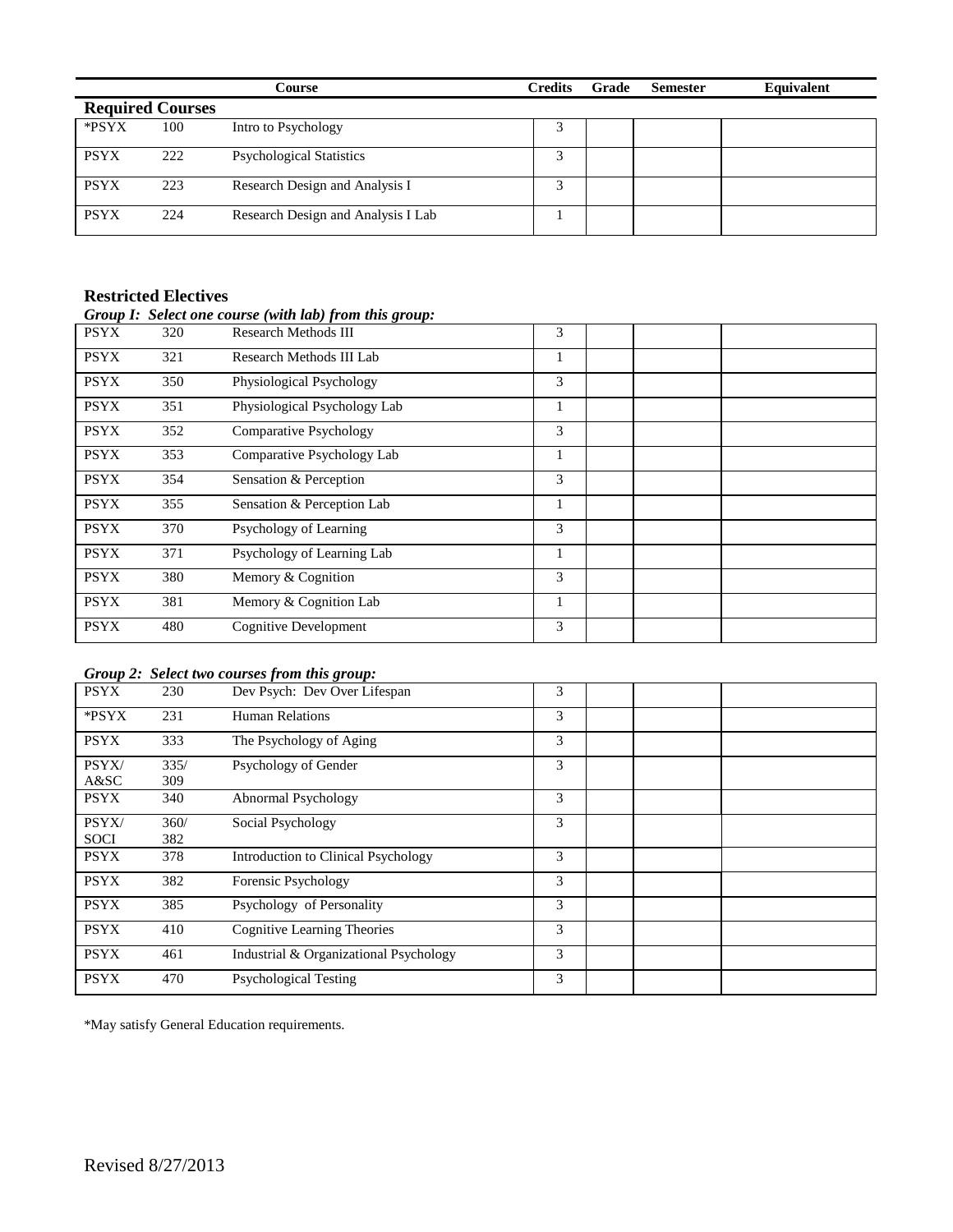| | | Course | Credits | Grade | Semester | Equivalent |
|---|---|---|---|---|---|---|
| **Required Courses** | | | | | | |
| *PSYX | 100 | Intro to Psychology | 3 | | | |
| PSYX | 222 | Psychological Statistics | 3 | | | |
| PSYX | 223 | Research Design and Analysis I | 3 | | | |
| PSYX | 224 | Research Design and Analysis I Lab | 1 | | | |

## Restricted Electives

***Group I: Select one course (with lab) from this group:***

| | | Course | Credits | Grade | Semester | Equivalent |
|---|---|---|---|---|---|---|
| PSYX | 320 | Research Methods III | 3 | | | |
| PSYX | 321 | Research Methods III Lab | 1 | | | |
| PSYX | 350 | Physiological Psychology | 3 | | | |
| PSYX | 351 | Physiological Psychology Lab | 1 | | | |
| PSYX | 352 | Comparative Psychology | 3 | | | |
| PSYX | 353 | Comparative Psychology Lab | 1 | | | |
| PSYX | 354 | Sensation & Perception | 3 | | | |
| PSYX | 355 | Sensation & Perception Lab | 1 | | | |
| PSYX | 370 | Psychology of Learning | 3 | | | |
| PSYX | 371 | Psychology of Learning Lab | 1 | | | |
| PSYX | 380 | Memory & Cognition | 3 | | | |
| PSYX | 381 | Memory & Cognition Lab | 1 | | | |
| PSYX | 480 | Cognitive Development | 3 | | | |

***Group 2: Select two courses from this group:***

| | | Course | Credits | Grade | Semester | Equivalent |
|---|---|---|---|---|---|---|
| PSYX | 230 | Dev Psych: Dev Over Lifespan | 3 | | | |
| *PSYX | 231 | Human Relations | 3 | | | |
| PSYX | 333 | The Psychology of Aging | 3 | | | |
| PSYX/ A&SC | 335/ 309 | Psychology of Gender | 3 | | | |
| PSYX | 340 | Abnormal Psychology | 3 | | | |
| PSYX/ SOCI | 360/ 382 | Social Psychology | 3 | | | |
| PSYX | 378 | Introduction to Clinical Psychology | 3 | | | |
| PSYX | 382 | Forensic Psychology | 3 | | | |
| PSYX | 385 | Psychology of Personality | 3 | | | |
| PSYX | 410 | Cognitive Learning Theories | 3 | | | |
| PSYX | 461 | Industrial & Organizational Psychology | 3 | | | |
| PSYX | 470 | Psychological Testing | 3 | | | |

*May satisfy General Education requirements.

Revised 8/27/2013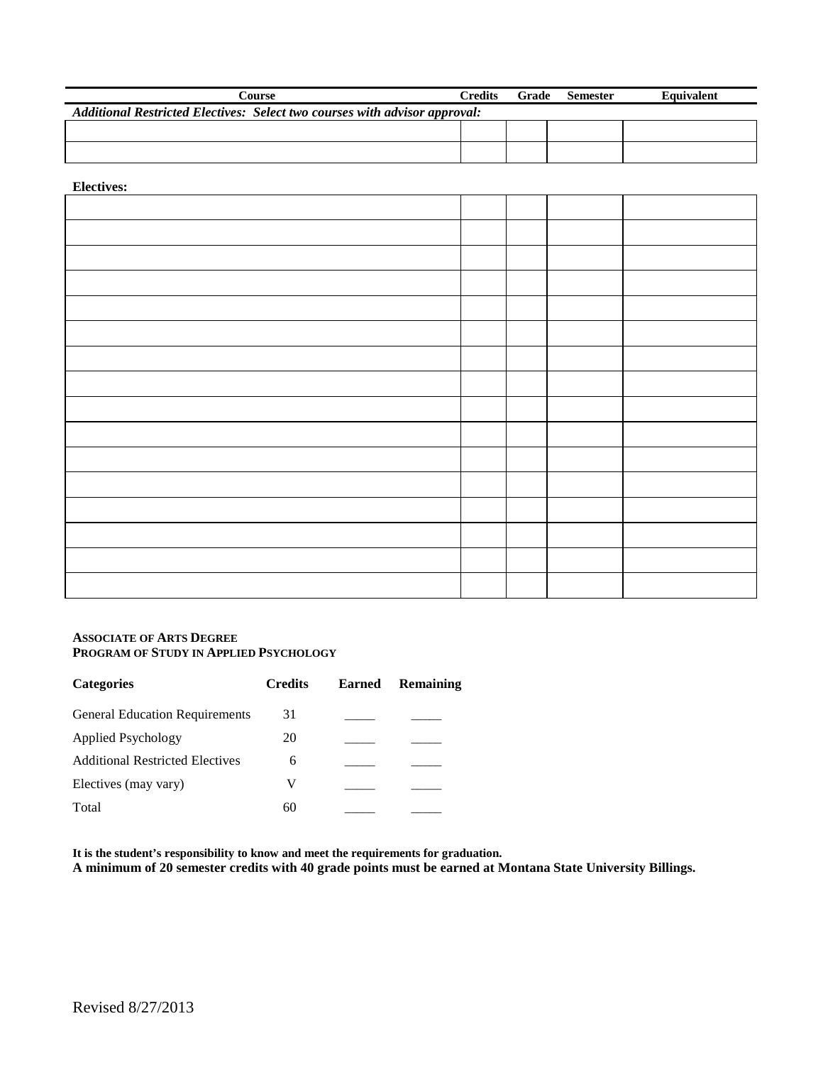| Course | Credits | Grade | Semester | Equivalent |
|---|---|---|---|---|
| ***Additional Restricted Electives: Select two courses with advisor approval:*** | | | | |
| | | | | |
| | | | | |

**Electives:**

| | | | | |
|---|---|---|---|---|
| | | | | |
| | | | | |
| | | | | |
| | | | | |
| | | | | |
| | | | | |
| | | | | |
| | | | | |
| | | | | |
| | | | | |
| | | | | |
| | | | | |
| | | | | |
| | | | | |
| | | | | |
| | | | | |

**ASSOCIATE OF ARTS DEGREE**
**PROGRAM OF STUDY IN APPLIED PSYCHOLOGY**

| Categories | Credits | Earned | Remaining |
|---|---|---|---|
| General Education Requirements | 31 | _____ | _____ |
| Applied Psychology | 20 | _____ | _____ |
| Additional Restricted Electives | 6 | _____ | _____ |
| Electives (may vary) | V | _____ | _____ |
| Total | 60 | _____ | _____ |

**It is the student's responsibility to know and meet the requirements for graduation.**
**A minimum of 20 semester credits with 40 grade points must be earned at Montana State University Billings.**

Revised 8/27/2013